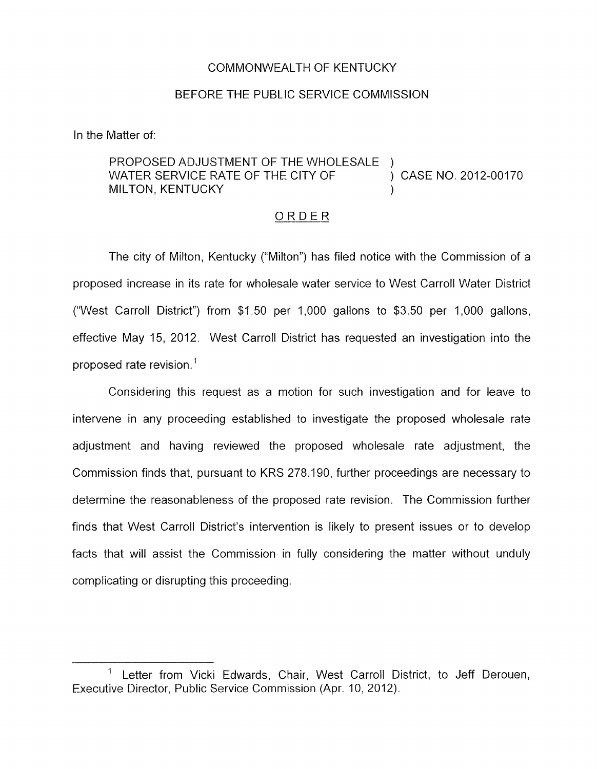COMMONWEALTH OF KENTUCKY

BEFORE THE PUBLIC SERVICE COMMISSION

In the Matter of:

PROPOSED ADJUSTMENT OF THE WHOLESALE WATER SERVICE RATE OF THE CITY OF MILTON, KENTUCKY ) CASE NO. 2012-00170

## ORDER

The city of Milton, Kentucky ("Milton") has filed notice with the Commission of a proposed increase in its rate for wholesale water service to West Carroll Water District ("West Carroll District") from $1.50 per 1,000 gallons to $3.50 per 1,000 gallons, effective May 15, 2012. West Carroll District has requested an investigation into the proposed rate revision.[1]

Considering this request as a motion for such investigation and for leave to intervene in any proceeding established to investigate the proposed wholesale rate adjustment and having reviewed the proposed wholesale rate adjustment, the Commission finds that, pursuant to KRS 278.190, further proceedings are necessary to determine the reasonableness of the proposed rate revision. The Commission further finds that West Carroll District's intervention is likely to present issues or to develop facts that will assist the Commission in fully considering the matter without unduly complicating or disrupting this proceeding.

---

[1] Letter from Vicki Edwards, Chair, West Carroll District, to Jeff Derouen, Executive Director, Public Service Commission (Apr. 10, 2012).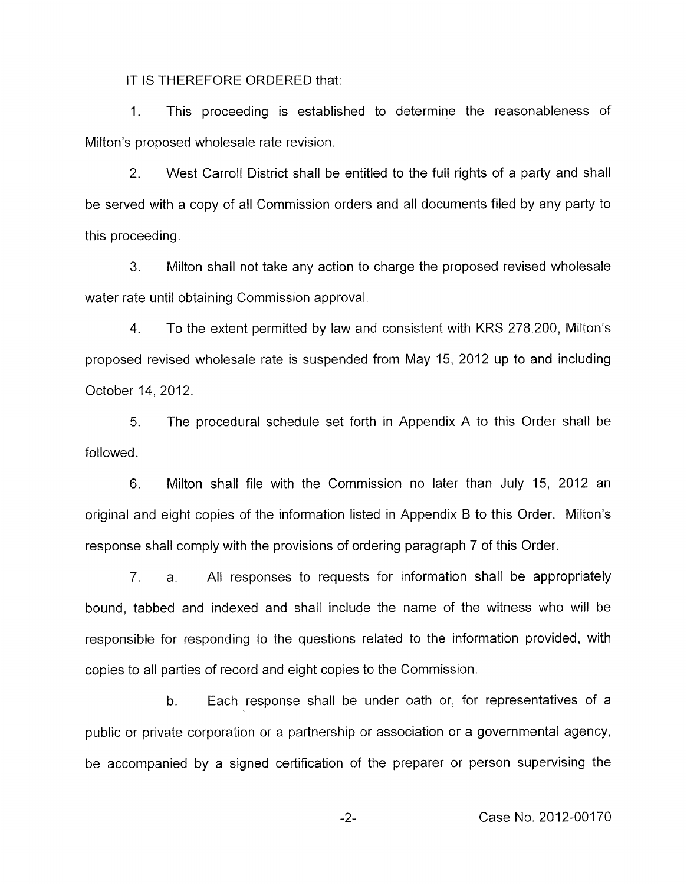IT IS THEREFORE ORDERED that:

1. This proceeding is established to determine the reasonableness of Milton's proposed wholesale rate revision.

2. West Carroll District shall be entitled to the full rights of a party and shall be served with a copy of all Commission orders and all documents filed by any party to this proceeding.

3. Milton shall not take any action to charge the proposed revised wholesale water rate until obtaining Commission approval.

4. To the extent permitted by law and consistent with KRS 278.200, Milton's proposed revised wholesale rate is suspended from May 15, 2012 up to and including October 14, 2012.

5. The procedural schedule set forth in Appendix A to this Order shall be followed.

6. Milton shall file with the Commission no later than July 15, 2012 an original and eight copies of the information listed in Appendix B to this Order. Milton's response shall comply with the provisions of ordering paragraph 7 of this Order.

7. a. All responses to requests for information shall be appropriately bound, tabbed and indexed and shall include the name of the witness who will be responsible for responding to the questions related to the information provided, with copies to all parties of record and eight copies to the Commission.

b. Each response shall be under oath or, for representatives of a public or private corporation or a partnership or association or a governmental agency, be accompanied by a signed certification of the preparer or person supervising the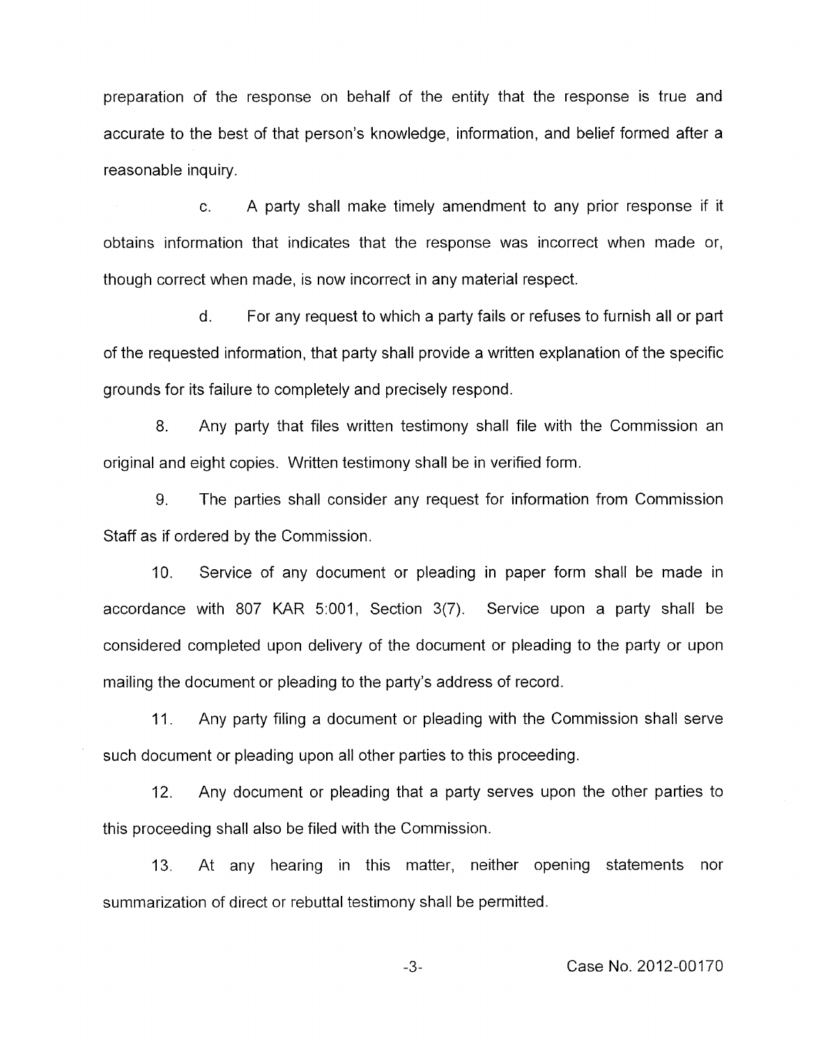preparation of the response on behalf of the entity that the response is true and accurate to the best of that person's knowledge, information, and belief formed after a reasonable inquiry.

c. A party shall make timely amendment to any prior response if it obtains information that indicates that the response was incorrect when made or, though correct when made, is now incorrect in any material respect.

d. For any request to which a party fails or refuses to furnish all or part of the requested information, that party shall provide a written explanation of the specific grounds for its failure to completely and precisely respond.

8. Any party that files written testimony shall file with the Commission an original and eight copies. Written testimony shall be in verified form.

9. The parties shall consider any request for information from Commission Staff as if ordered by the Commission.

10. Service of any document or pleading in paper form shall be made in accordance with 807 KAR 5:001, Section 3(7). Service upon a party shall be considered completed upon delivery of the document or pleading to the party or upon mailing the document or pleading to the party's address of record.

11. Any party filing a document or pleading with the Commission shall serve such document or pleading upon all other parties to this proceeding.

12. Any document or pleading that a party serves upon the other parties to this proceeding shall also be filed with the Commission.

13. At any hearing in this matter, neither opening statements nor summarization of direct or rebuttal testimony shall be permitted.

Case No. 2012-00170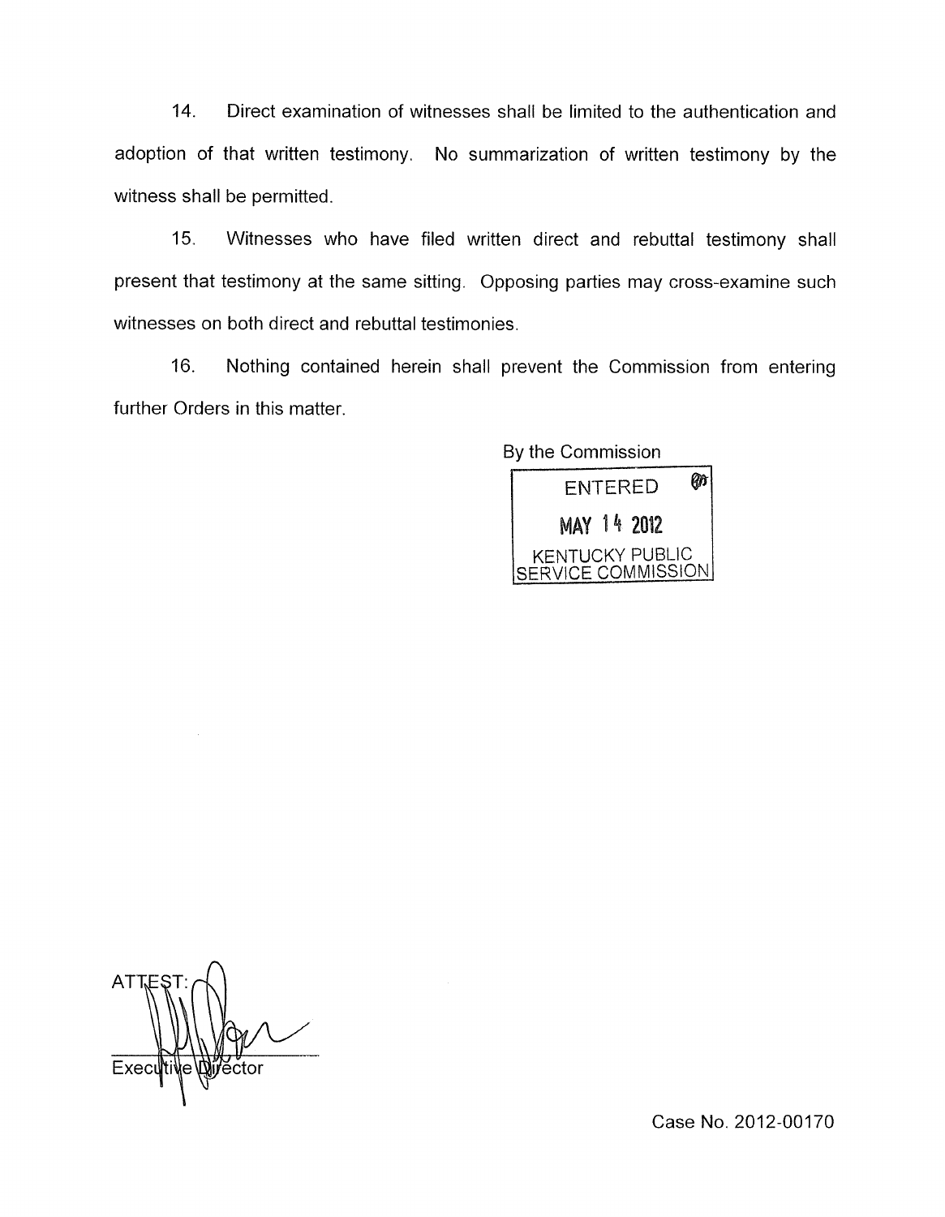14. Direct examination of witnesses shall be limited to the authentication and adoption of that written testimony. No summarization of written testimony by the witness shall be permitted.

15. Witnesses who have filed written direct and rebuttal testimony shall present that testimony at the same sitting. Opposing parties may cross-examine such witnesses on both direct and rebuttal testimonies.

16. Nothing contained herein shall prevent the Commission from entering further Orders in this matter.

By the Commission

ENTERED

MAY 14 2012

KENTUCKY PUBLIC SERVICE COMMISSION

ATTEST:

Executive Director

Case No. 2012-00170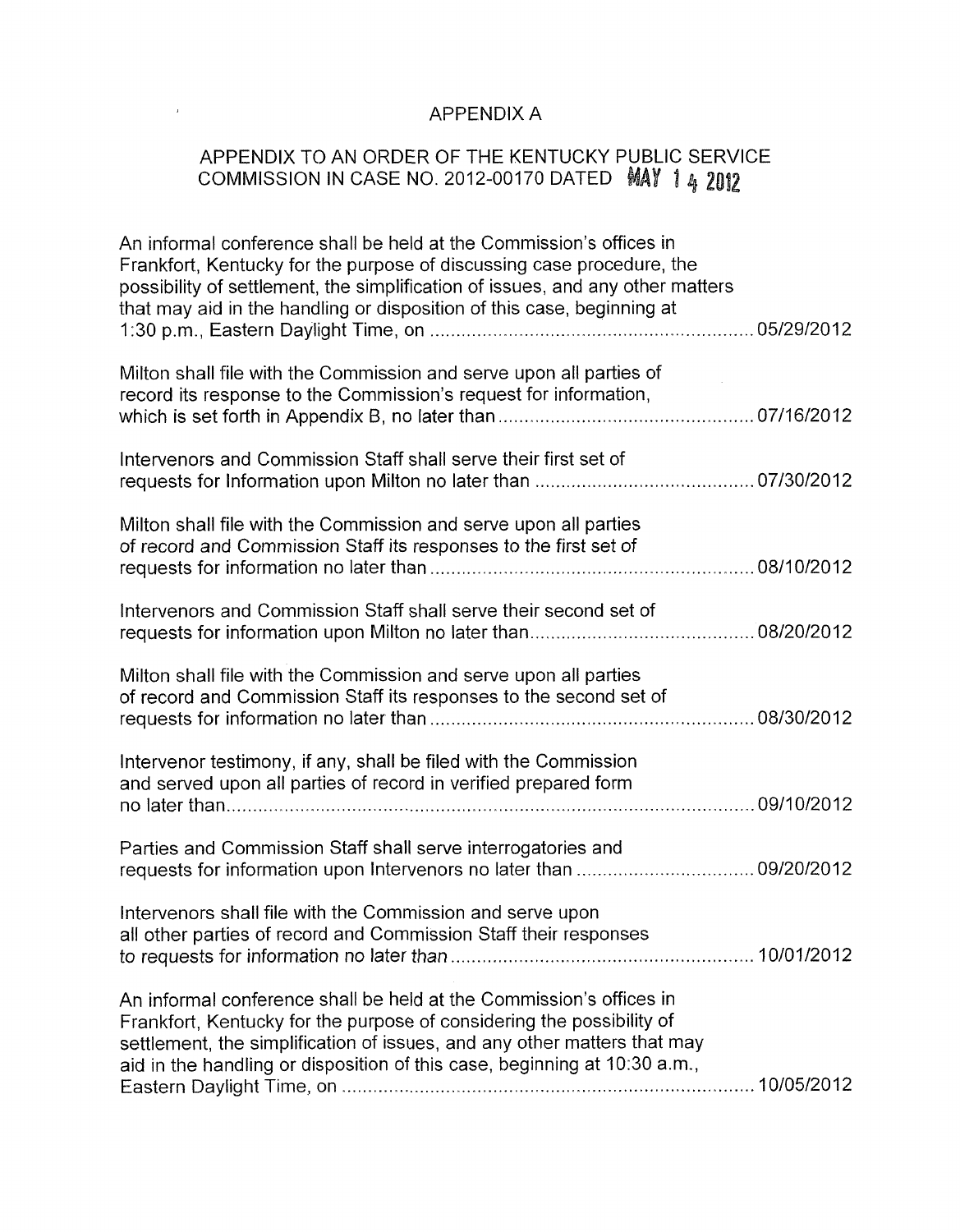# APPENDIX A

## APPENDIX TO AN ORDER OF THE KENTUCKY PUBLIC SERVICE COMMISSION IN CASE NO. 2012-00170 DATED MAY 14 2012

An informal conference shall be held at the Commission's offices in Frankfort, Kentucky for the purpose of discussing case procedure, the possibility of settlement, the simplification of issues, and any other matters that may aid in the handling or disposition of this case, beginning at 1:30 p.m., Eastern Daylight Time, on ............................................................ 05/29/2012

Milton shall file with the Commission and serve upon all parties of record its response to the Commission's request for information, which is set forth in Appendix B, no later than ................................................ 07/16/2012

Intervenors and Commission Staff shall serve their first set of requests for Information upon Milton no later than ......................................... 07/30/2012

Milton shall file with the Commission and serve upon all parties of record and Commission Staff its responses to the first set of requests for information no later than ............................................................ 08/10/2012

Intervenors and Commission Staff shall serve their second set of requests for information upon Milton no later than.......................................... 08/20/2012

Milton shall file with the Commission and serve upon all parties of record and Commission Staff its responses to the second set of requests for information no later than ............................................................ 08/30/2012

Intervenor testimony, if any, shall be filed with the Commission and served upon all parties of record in verified prepared form no later than.................................................................................................... 09/10/2012

Parties and Commission Staff shall serve interrogatories and requests for information upon Intervenors no later than ................................. 09/20/2012

Intervenors shall file with the Commission and serve upon all other parties of record and Commission Staff their responses to requests for information no later than ......................................................... 10/01/2012

An informal conference shall be held at the Commission's offices in Frankfort, Kentucky for the purpose of considering the possibility of settlement, the simplification of issues, and any other matters that may aid in the handling or disposition of this case, beginning at 10:30 a.m., Eastern Daylight Time, on ............................................................................. 10/05/2012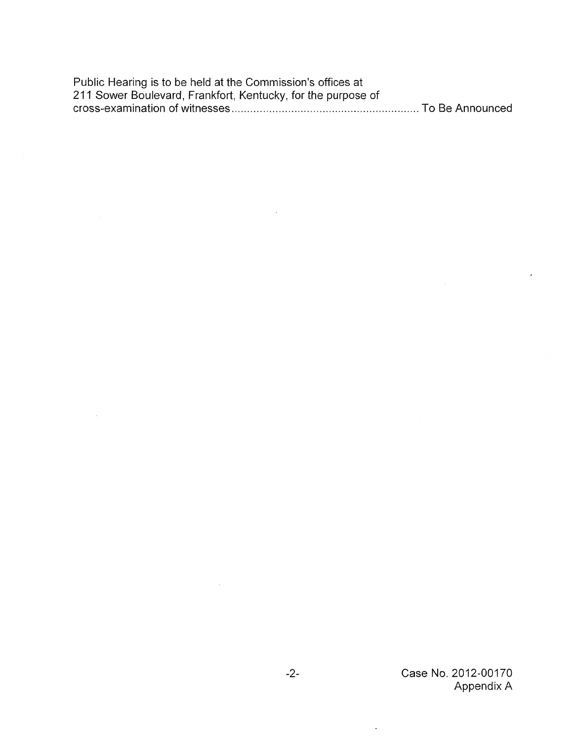Public Hearing is to be held at the Commission's offices at 211 Sower Boulevard, Frankfort, Kentucky, for the purpose of cross-examination of witnesses ............................................................ To Be Announced

Case No. 2012-00170
Appendix A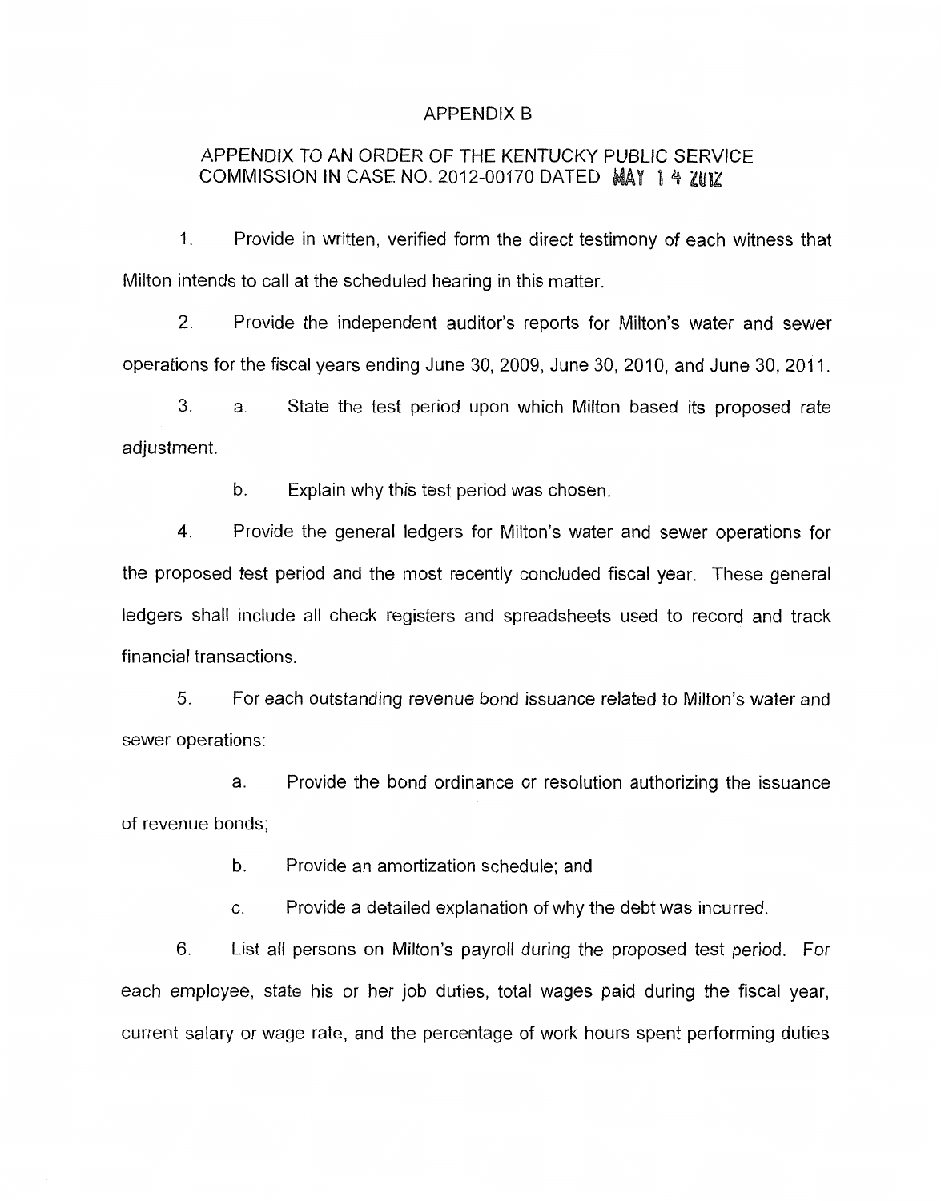APPENDIX B

APPENDIX TO AN ORDER OF THE KENTUCKY PUBLIC SERVICE COMMISSION IN CASE NO. 2012-00170 DATED MAY 14 2012

1. Provide in written, verified form the direct testimony of each witness that Milton intends to call at the scheduled hearing in this matter.

2. Provide the independent auditor's reports for Milton's water and sewer operations for the fiscal years ending June 30, 2009, June 30, 2010, and June 30, 2011.

3. a. State the test period upon which Milton based its proposed rate adjustment.

   b. Explain why this test period was chosen.

4. Provide the general ledgers for Milton's water and sewer operations for the proposed test period and the most recently concluded fiscal year. These general ledgers shall include all check registers and spreadsheets used to record and track financial transactions.

5. For each outstanding revenue bond issuance related to Milton's water and sewer operations:

   a. Provide the bond ordinance or resolution authorizing the issuance of revenue bonds;

   b. Provide an amortization schedule; and

   c. Provide a detailed explanation of why the debt was incurred.

6. List all persons on Milton's payroll during the proposed test period. For each employee, state his or her job duties, total wages paid during the fiscal year, current salary or wage rate, and the percentage of work hours spent performing duties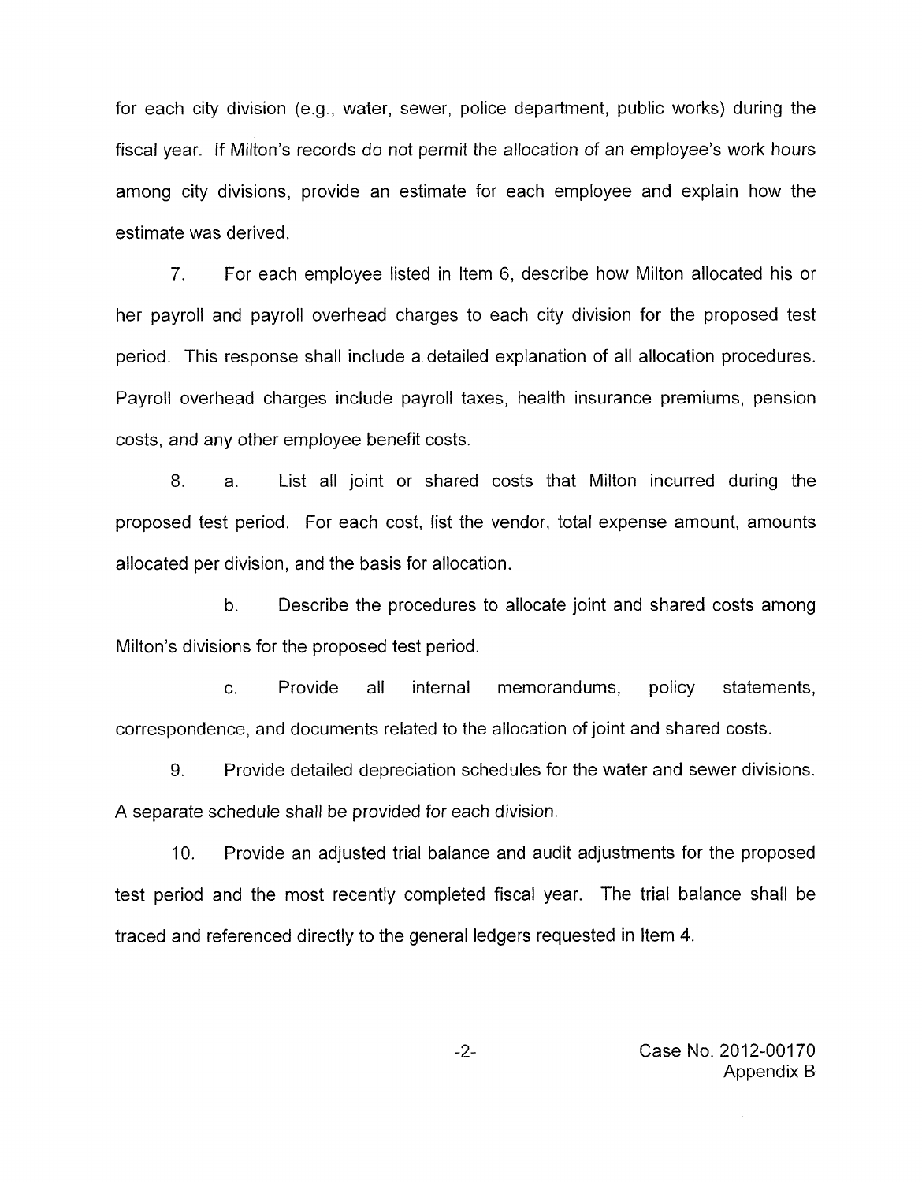for each city division (e.g., water, sewer, police department, public works) during the fiscal year. If Milton's records do not permit the allocation of an employee's work hours among city divisions, provide an estimate for each employee and explain how the estimate was derived.

7. For each employee listed in Item 6, describe how Milton allocated his or her payroll and payroll overhead charges to each city division for the proposed test period. This response shall include a detailed explanation of all allocation procedures. Payroll overhead charges include payroll taxes, health insurance premiums, pension costs, and any other employee benefit costs.

8. a. List all joint or shared costs that Milton incurred during the proposed test period. For each cost, list the vendor, total expense amount, amounts allocated per division, and the basis for allocation.

   b. Describe the procedures to allocate joint and shared costs among Milton's divisions for the proposed test period.

   c. Provide all internal memorandums, policy statements, correspondence, and documents related to the allocation of joint and shared costs.

9. Provide detailed depreciation schedules for the water and sewer divisions. A separate schedule shall be provided for each division.

10. Provide an adjusted trial balance and audit adjustments for the proposed test period and the most recently completed fiscal year. The trial balance shall be traced and referenced directly to the general ledgers requested in Item 4.

Case No. 2012-00170
Appendix B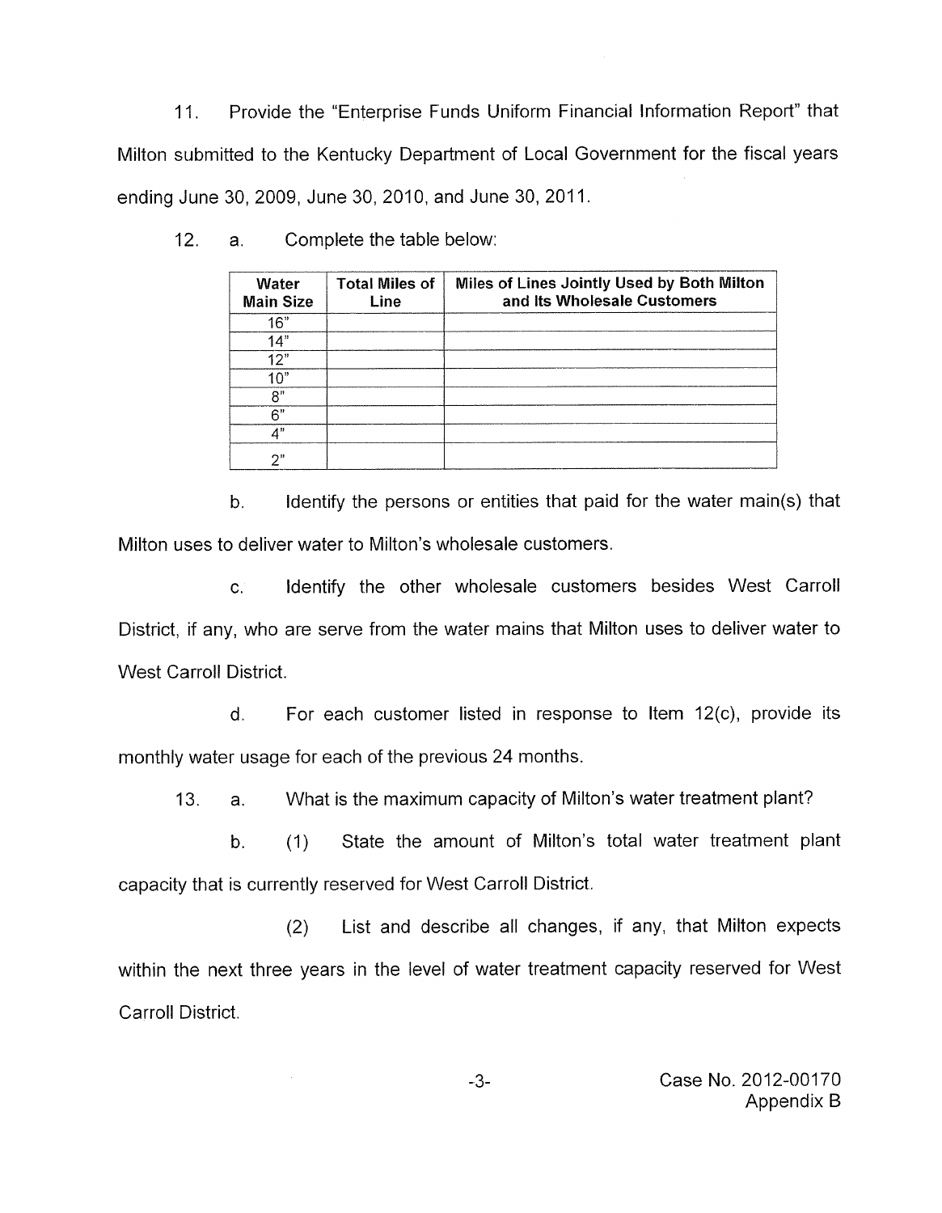11. Provide the "Enterprise Funds Uniform Financial Information Report" that Milton submitted to the Kentucky Department of Local Government for the fiscal years ending June 30, 2009, June 30, 2010, and June 30, 2011.

12. a. Complete the table below:

| Water Main Size | Total Miles of Line | Miles of Lines Jointly Used by Both Milton and Its Wholesale Customers |
|---|---|---|
| 16" | | |
| 14" | | |
| 12" | | |
| 10" | | |
| 8" | | |
| 6" | | |
| 4" | | |
| 2" | | |

b. Identify the persons or entities that paid for the water main(s) that Milton uses to deliver water to Milton's wholesale customers.

c. Identify the other wholesale customers besides West Carroll District, if any, who are serve from the water mains that Milton uses to deliver water to West Carroll District.

d. For each customer listed in response to Item 12(c), provide its monthly water usage for each of the previous 24 months.

13. a. What is the maximum capacity of Milton's water treatment plant?

b. (1) State the amount of Milton's total water treatment plant capacity that is currently reserved for West Carroll District.

(2) List and describe all changes, if any, that Milton expects within the next three years in the level of water treatment capacity reserved for West Carroll District.

Case No. 2012-00170
Appendix B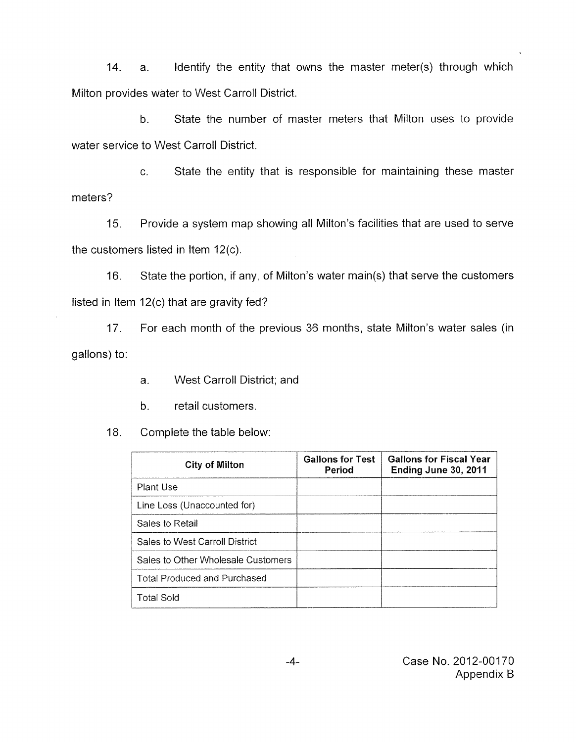14. a. Identify the entity that owns the master meter(s) through which Milton provides water to West Carroll District.

    b. State the number of master meters that Milton uses to provide water service to West Carroll District.

    c. State the entity that is responsible for maintaining these master meters?

15. Provide a system map showing all Milton's facilities that are used to serve the customers listed in Item 12(c).

16. State the portion, if any, of Milton's water main(s) that serve the customers listed in Item 12(c) that are gravity fed?

17. For each month of the previous 36 months, state Milton's water sales (in gallons) to:

    a. West Carroll District; and

    b. retail customers.

18. Complete the table below:

| City of Milton | Gallons for Test Period | Gallons for Fiscal Year Ending June 30, 2011 |
|---|---|---|
| Plant Use | | |
| Line Loss (Unaccounted for) | | |
| Sales to Retail | | |
| Sales to West Carroll District | | |
| Sales to Other Wholesale Customers | | |
| Total Produced and Purchased | | |
| Total Sold | | |

Case No. 2012-00170
Appendix B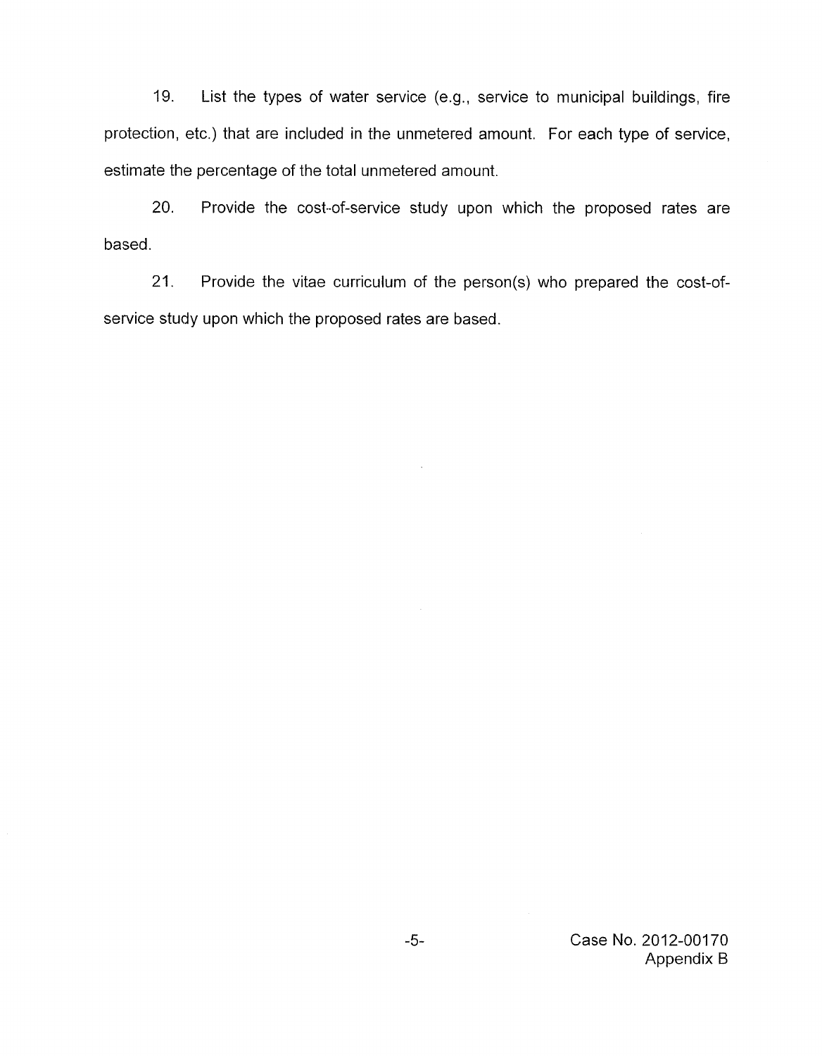19. List the types of water service (e.g., service to municipal buildings, fire protection, etc.) that are included in the unmetered amount. For each type of service, estimate the percentage of the total unmetered amount.

20. Provide the cost-of-service study upon which the proposed rates are based.

21. Provide the vitae curriculum of the person(s) who prepared the cost-of-service study upon which the proposed rates are based.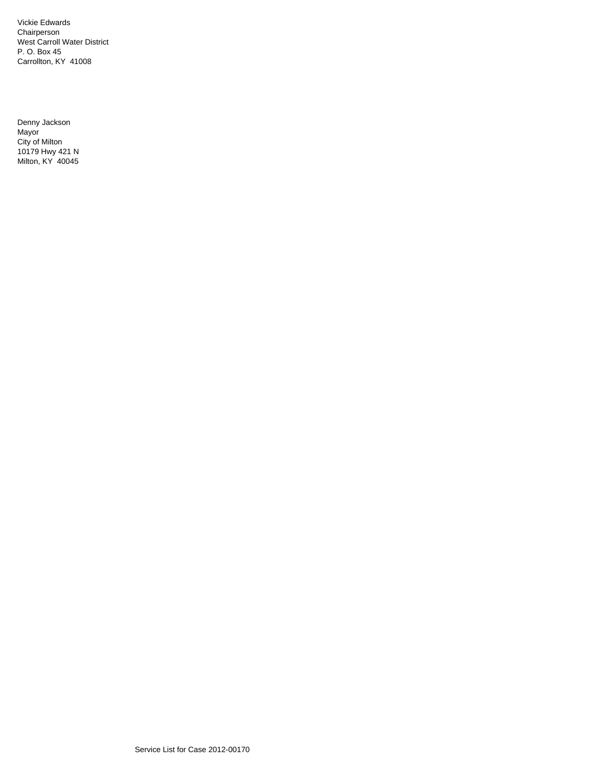Vickie Edwards
Chairperson
West Carroll Water District
P. O. Box 45
Carrollton, KY  41008

Denny Jackson
Mayor
City of Milton
10179 Hwy 421 N
Milton, KY  40045